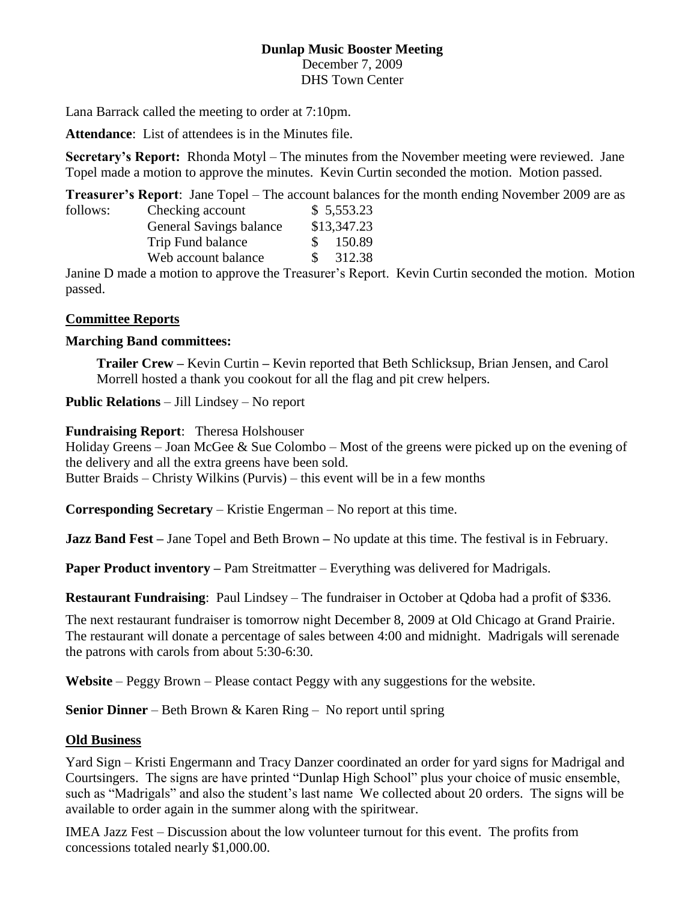**Dunlap Music Booster Meeting**
December 7, 2009
DHS Town Center

Lana Barrack called the meeting to order at 7:10pm.

**Attendance**: List of attendees is in the Minutes file.

**Secretary's Report:** Rhonda Motyl – The minutes from the November meeting were reviewed. Jane Topel made a motion to approve the minutes. Kevin Curtin seconded the motion. Motion passed.

**Treasurer's Report**: Jane Topel – The account balances for the month ending November 2009 are as follows:

| | |
|---|---|
| Checking account | $ 5,553.23 |
| General Savings balance | $13,347.23 |
| Trip Fund balance | $ 150.89 |
| Web account balance | $ 312.38 |

Janine D made a motion to approve the Treasurer's Report. Kevin Curtin seconded the motion. Motion passed.

## Committee Reports

**Marching Band committees:**

**Trailer Crew –** Kevin Curtin **–** Kevin reported that Beth Schlicksup, Brian Jensen, and Carol Morrell hosted a thank you cookout for all the flag and pit crew helpers.

**Public Relations** – Jill Lindsey – No report

**Fundraising Report**: Theresa Holshouser
Holiday Greens – Joan McGee & Sue Colombo – Most of the greens were picked up on the evening of the delivery and all the extra greens have been sold.
Butter Braids – Christy Wilkins (Purvis) – this event will be in a few months

**Corresponding Secretary** – Kristie Engerman – No report at this time.

**Jazz Band Fest –** Jane Topel and Beth Brown **–** No update at this time. The festival is in February.

**Paper Product inventory –** Pam Streitmatter – Everything was delivered for Madrigals.

**Restaurant Fundraising**: Paul Lindsey – The fundraiser in October at Qdoba had a profit of $336.

The next restaurant fundraiser is tomorrow night December 8, 2009 at Old Chicago at Grand Prairie. The restaurant will donate a percentage of sales between 4:00 and midnight. Madrigals will serenade the patrons with carols from about 5:30-6:30.

**Website** – Peggy Brown – Please contact Peggy with any suggestions for the website.

**Senior Dinner** – Beth Brown & Karen Ring – No report until spring

## Old Business

Yard Sign – Kristi Engermann and Tracy Danzer coordinated an order for yard signs for Madrigal and Courtsingers. The signs are have printed "Dunlap High School" plus your choice of music ensemble, such as "Madrigals" and also the student's last name We collected about 20 orders. The signs will be available to order again in the summer along with the spiritwear.

IMEA Jazz Fest – Discussion about the low volunteer turnout for this event. The profits from concessions totaled nearly $1,000.00.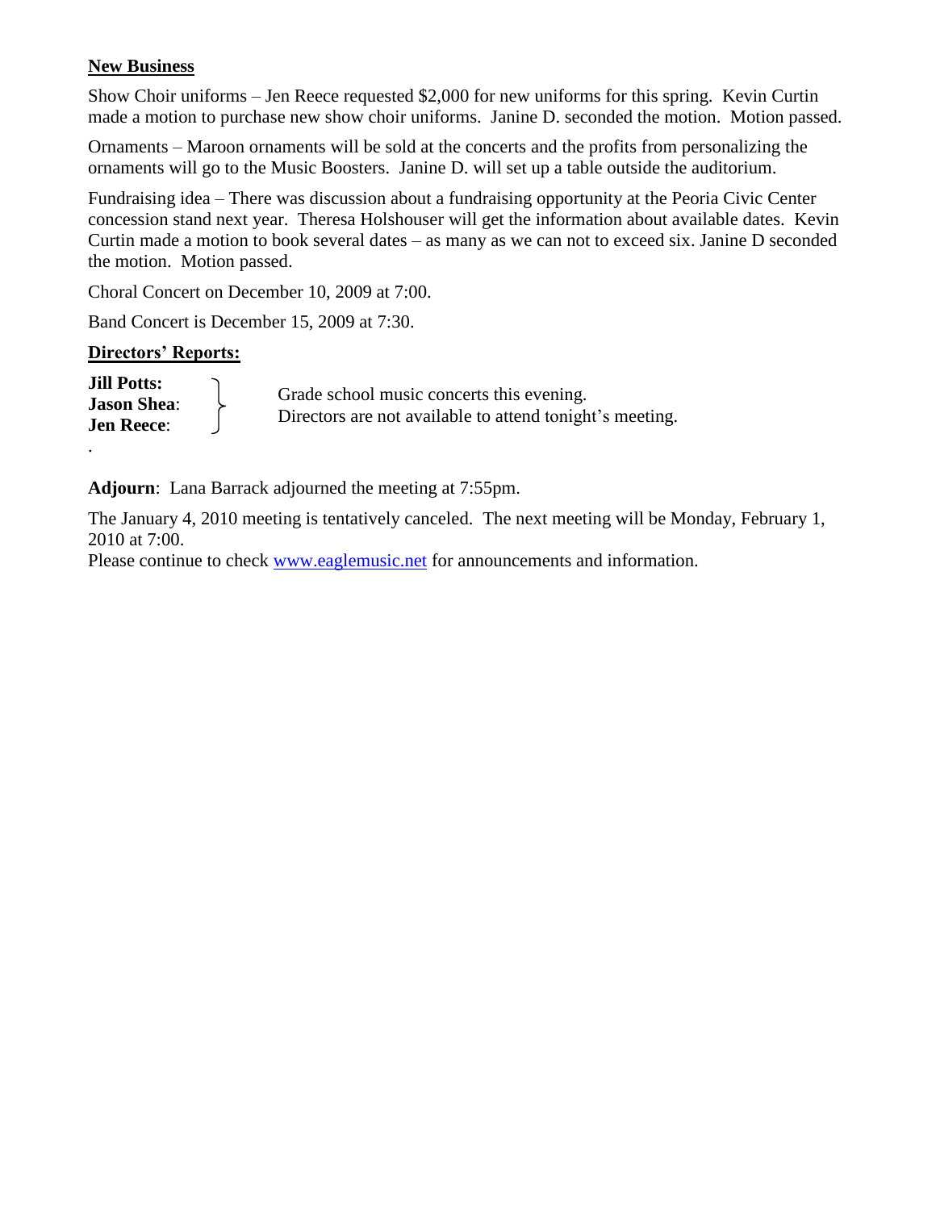**New Business**

Show Choir uniforms – Jen Reece requested $2,000 for new uniforms for this spring. Kevin Curtin made a motion to purchase new show choir uniforms. Janine D. seconded the motion. Motion passed.

Ornaments – Maroon ornaments will be sold at the concerts and the profits from personalizing the ornaments will go to the Music Boosters. Janine D. will set up a table outside the auditorium.

Fundraising idea – There was discussion about a fundraising opportunity at the Peoria Civic Center concession stand next year. Theresa Holshouser will get the information about available dates. Kevin Curtin made a motion to book several dates – as many as we can not to exceed six. Janine D seconded the motion. Motion passed.

Choral Concert on December 10, 2009 at 7:00.

Band Concert is December 15, 2009 at 7:30.

**Directors' Reports:**

**Jill Potts:**
**Jason Shea**:
**Jen Reece**:

Grade school music concerts this evening.
Directors are not available to attend tonight's meeting.

.

**Adjourn**: Lana Barrack adjourned the meeting at 7:55pm.

The January 4, 2010 meeting is tentatively canceled. The next meeting will be Monday, February 1, 2010 at 7:00.
Please continue to check www.eaglemusic.net for announcements and information.